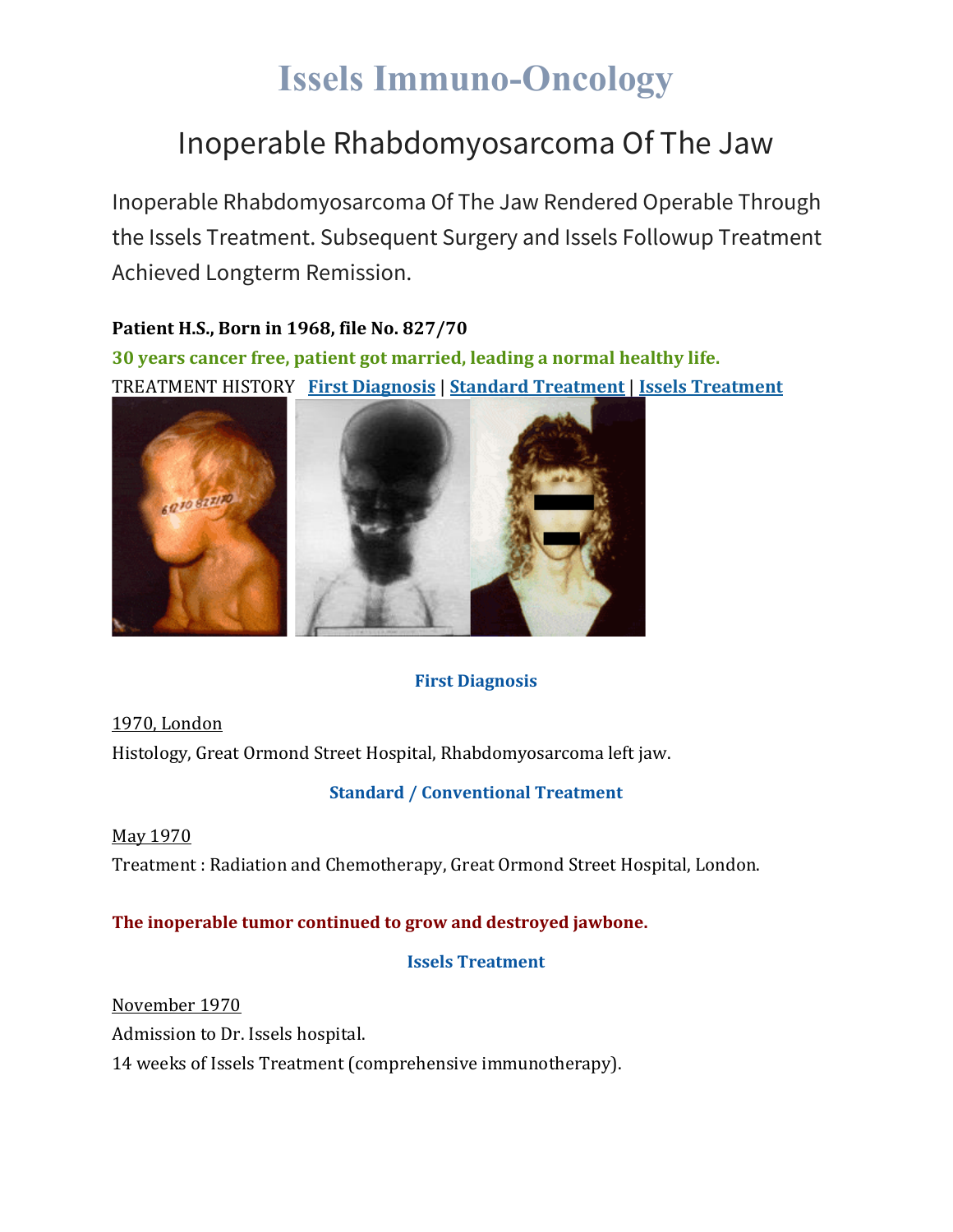# Issels Immuno-Oncology

## Inoperable Rhabdomyosarcoma Of The Jaw

Inoperable Rhabdomyosarcoma Of The Jaw Rendered Operable Through the Issels Treatment. Subsequent Surgery and Issels Followup Treatment Achieved Longterm Remission.

**Patient H.S., Born in 1968, file No. 827/70**

**30 years cancer free, patient got married, leading a normal healthy life.**

TREATMENT HISTORY **First Diagnosis** | **Standard Treatment** | **Issels Treatment**

### First Diagnosis

1970, London

Histology, Great Ormond Street Hospital, Rhabdomyosarcoma left jaw.

### Standard / Conventional Treatment

May 1970

Treatment : Radiation and Chemotherapy, Great Ormond Street Hospital, London.

**The inoperable tumor continued to grow and destroyed jawbone.**

### Issels Treatment

November 1970

Admission to Dr. Issels hospital.

14 weeks of Issels Treatment (comprehensive immunotherapy).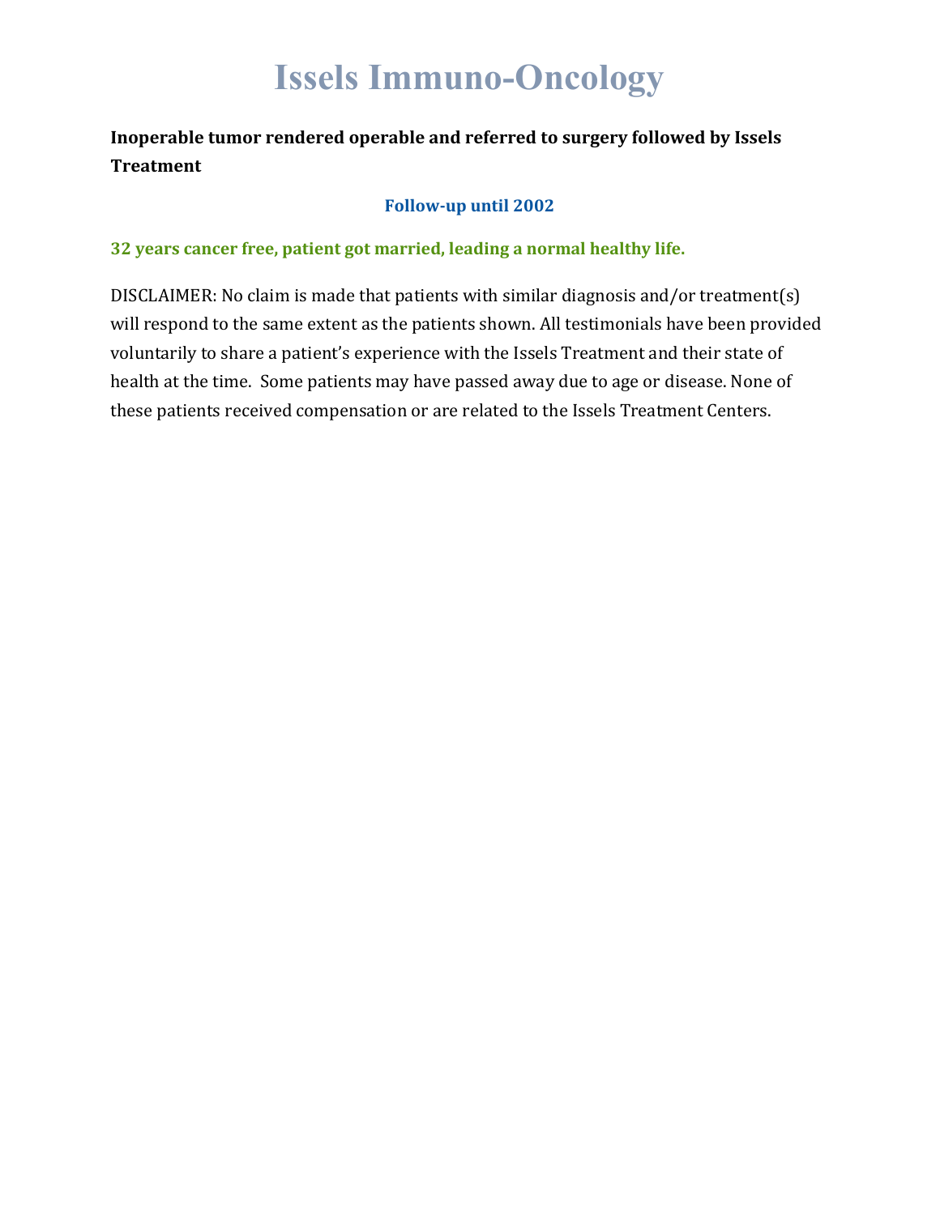# Issels Immuno-Oncology

**Inoperable tumor rendered operable and referred to surgery followed by Issels Treatment**

**Follow-up until 2002**

**32 years cancer free, patient got married, leading a normal healthy life.**

DISCLAIMER: No claim is made that patients with similar diagnosis and/or treatment(s) will respond to the same extent as the patients shown. All testimonials have been provided voluntarily to share a patient's experience with the Issels Treatment and their state of health at the time. Some patients may have passed away due to age or disease. None of these patients received compensation or are related to the Issels Treatment Centers.